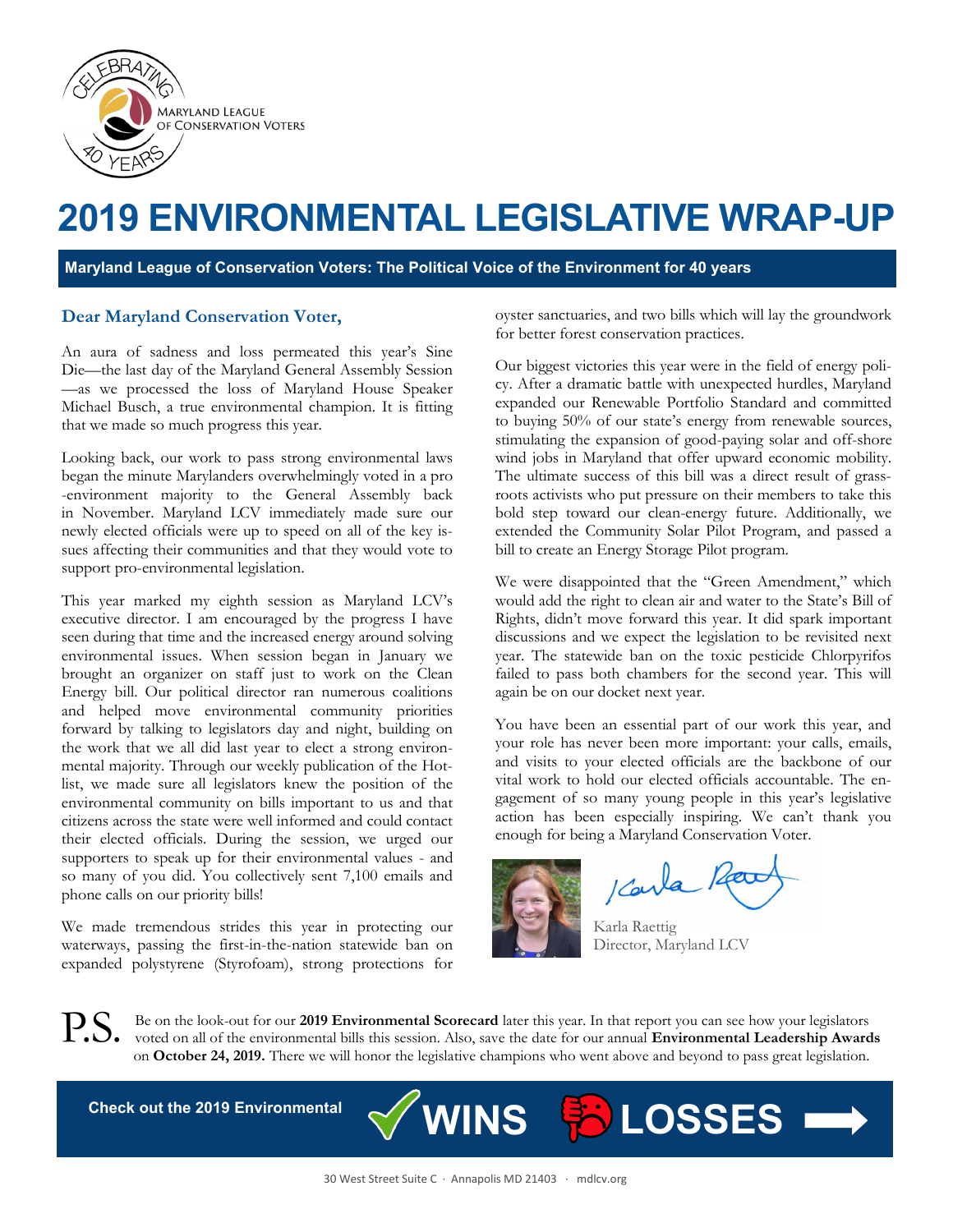CELEBRATING 40 YEARS

MARYLAND LEAGUE OF CONSERVATION VOTERS

# 2019 ENVIRONMENTAL LEGISLATIVE WRAP-UP

**Maryland League of Conservation Voters: The Political Voice of the Environment for 40 years**

## Dear Maryland Conservation Voter,

An aura of sadness and loss permeated this year's Sine Die—the last day of the Maryland General Assembly Session—as we processed the loss of Maryland House Speaker Michael Busch, a true environmental champion. It is fitting that we made so much progress this year.

Looking back, our work to pass strong environmental laws began the minute Marylanders overwhelmingly voted in a pro-environment majority to the General Assembly back in November. Maryland LCV immediately made sure our newly elected officials were up to speed on all of the key issues affecting their communities and that they would vote to support pro-environmental legislation.

This year marked my eighth session as Maryland LCV's executive director. I am encouraged by the progress I have seen during that time and the increased energy around solving environmental issues. When session began in January we brought an organizer on staff just to work on the Clean Energy bill. Our political director ran numerous coalitions and helped move environmental community priorities forward by talking to legislators day and night, building on the work that we all did last year to elect a strong environmental majority. Through our weekly publication of the Hotlist, we made sure all legislators knew the position of the environmental community on bills important to us and that citizens across the state were well informed and could contact their elected officials. During the session, we urged our supporters to speak up for their environmental values - and so many of you did. You collectively sent 7,100 emails and phone calls on our priority bills!

We made tremendous strides this year in protecting our waterways, passing the first-in-the-nation statewide ban on expanded polystyrene (Styrofoam), strong protections for oyster sanctuaries, and two bills which will lay the groundwork for better forest conservation practices.

Our biggest victories this year were in the field of energy policy. After a dramatic battle with unexpected hurdles, Maryland expanded our Renewable Portfolio Standard and committed to buying 50% of our state's energy from renewable sources, stimulating the expansion of good-paying solar and off-shore wind jobs in Maryland that offer upward economic mobility. The ultimate success of this bill was a direct result of grassroots activists who put pressure on their members to take this bold step toward our clean-energy future. Additionally, we extended the Community Solar Pilot Program, and passed a bill to create an Energy Storage Pilot program.

We were disappointed that the "Green Amendment," which would add the right to clean air and water to the State's Bill of Rights, didn't move forward this year. It did spark important discussions and we expect the legislation to be revisited next year. The statewide ban on the toxic pesticide Chlorpyrifos failed to pass both chambers for the second year. This will again be on our docket next year.

You have been an essential part of our work this year, and your role has never been more important: your calls, emails, and visits to your elected officials are the backbone of our vital work to hold our elected officials accountable. The engagement of so many young people in this year's legislative action has been especially inspiring. We can't thank you enough for being a Maryland Conservation Voter.

Karla Raettig
Director, Maryland LCV

P.S. Be on the look-out for our **2019 Environmental Scorecard** later this year. In that report you can see how your legislators voted on all of the environmental bills this session. Also, save the date for our annual **Environmental Leadership Awards** on **October 24, 2019.** There we will honor the legislative champions who went above and beyond to pass great legislation.

**Check out the 2019 Environmental WINS LOSSES →**

30 West Street Suite C · Annapolis MD 21403 · mdlcv.org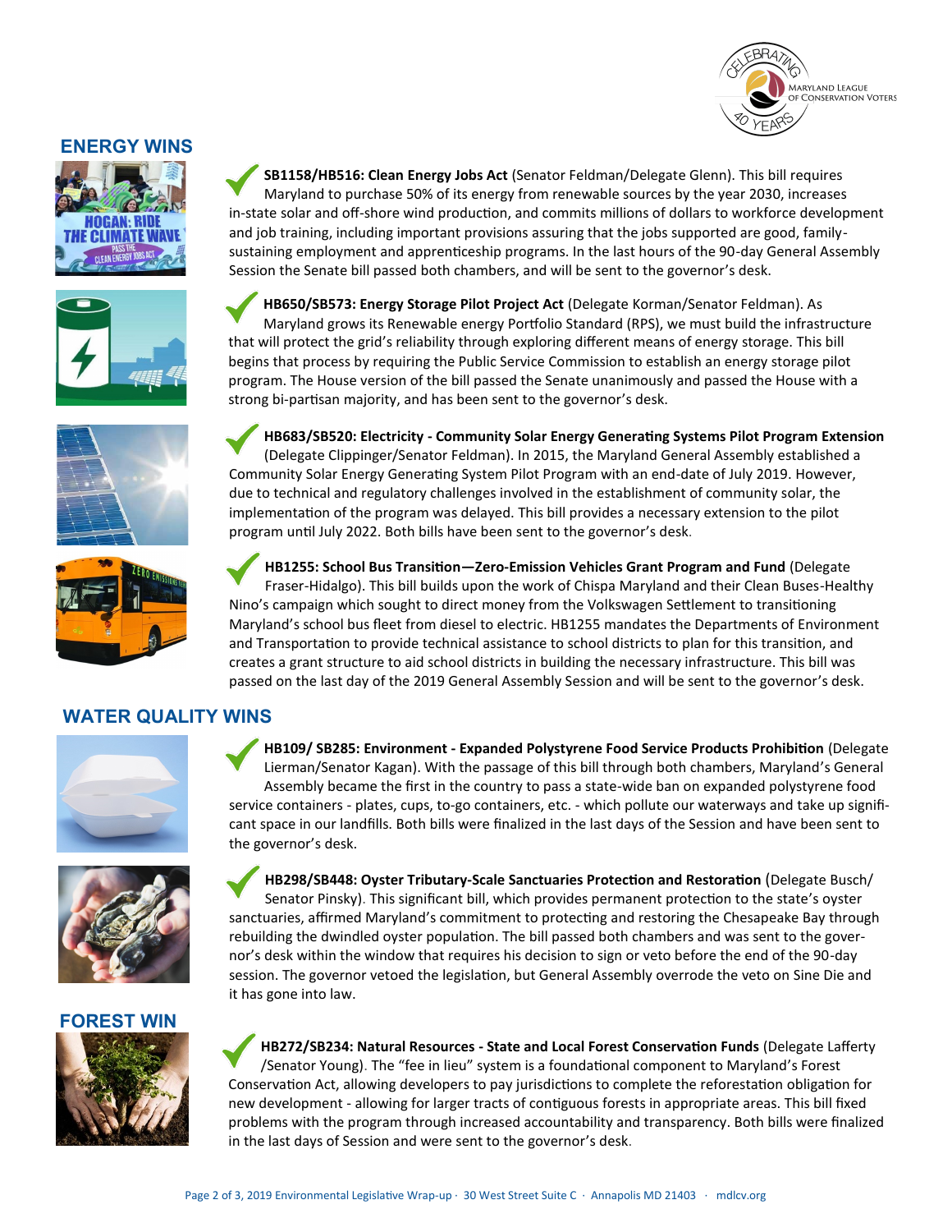## ENERGY WINS

✓ **SB1158/HB516: Clean Energy Jobs Act** (Senator Feldman/Delegate Glenn). This bill requires Maryland to purchase 50% of its energy from renewable sources by the year 2030, increases in-state solar and off-shore wind production, and commits millions of dollars to workforce development and job training, including important provisions assuring that the jobs supported are good, family-sustaining employment and apprenticeship programs. In the last hours of the 90-day General Assembly Session the Senate bill passed both chambers, and will be sent to the governor's desk.

✓ **HB650/SB573: Energy Storage Pilot Project Act** (Delegate Korman/Senator Feldman). As Maryland grows its Renewable energy Portfolio Standard (RPS), we must build the infrastructure that will protect the grid's reliability through exploring different means of energy storage. This bill begins that process by requiring the Public Service Commission to establish an energy storage pilot program. The House version of the bill passed the Senate unanimously and passed the House with a strong bi-partisan majority, and has been sent to the governor's desk.

✓ **HB683/SB520: Electricity - Community Solar Energy Generating Systems Pilot Program Extension** (Delegate Clippinger/Senator Feldman). In 2015, the Maryland General Assembly established a Community Solar Energy Generating System Pilot Program with an end-date of July 2019. However, due to technical and regulatory challenges involved in the establishment of community solar, the implementation of the program was delayed. This bill provides a necessary extension to the pilot program until July 2022. Both bills have been sent to the governor's desk.

✓ **HB1255: School Bus Transition—Zero-Emission Vehicles Grant Program and Fund** (Delegate Fraser-Hidalgo). This bill builds upon the work of Chispa Maryland and their Clean Buses-Healthy Nino's campaign which sought to direct money from the Volkswagen Settlement to transitioning Maryland's school bus fleet from diesel to electric. HB1255 mandates the Departments of Environment and Transportation to provide technical assistance to school districts to plan for this transition, and creates a grant structure to aid school districts in building the necessary infrastructure. This bill was passed on the last day of the 2019 General Assembly Session and will be sent to the governor's desk.

## WATER QUALITY WINS

✓ **HB109/ SB285: Environment - Expanded Polystyrene Food Service Products Prohibition** (Delegate Lierman/Senator Kagan). With the passage of this bill through both chambers, Maryland's General Assembly became the first in the country to pass a state-wide ban on expanded polystyrene food service containers - plates, cups, to-go containers, etc. - which pollute our waterways and take up significant space in our landfills. Both bills were finalized in the last days of the Session and have been sent to the governor's desk.

✓ **HB298/SB448: Oyster Tributary-Scale Sanctuaries Protection and Restoration** (Delegate Busch/ Senator Pinsky). This significant bill, which provides permanent protection to the state's oyster sanctuaries, affirmed Maryland's commitment to protecting and restoring the Chesapeake Bay through rebuilding the dwindled oyster population. The bill passed both chambers and was sent to the governor's desk within the window that requires his decision to sign or veto before the end of the 90-day session. The governor vetoed the legislation, but General Assembly overrode the veto on Sine Die and it has gone into law.

## FOREST WIN

✓ **HB272/SB234: Natural Resources - State and Local Forest Conservation Funds** (Delegate Lafferty /Senator Young). The "fee in lieu" system is a foundational component to Maryland's Forest Conservation Act, allowing developers to pay jurisdictions to complete the reforestation obligation for new development - allowing for larger tracts of contiguous forests in appropriate areas. This bill fixed problems with the program through increased accountability and transparency. Both bills were finalized in the last days of Session and were sent to the governor's desk.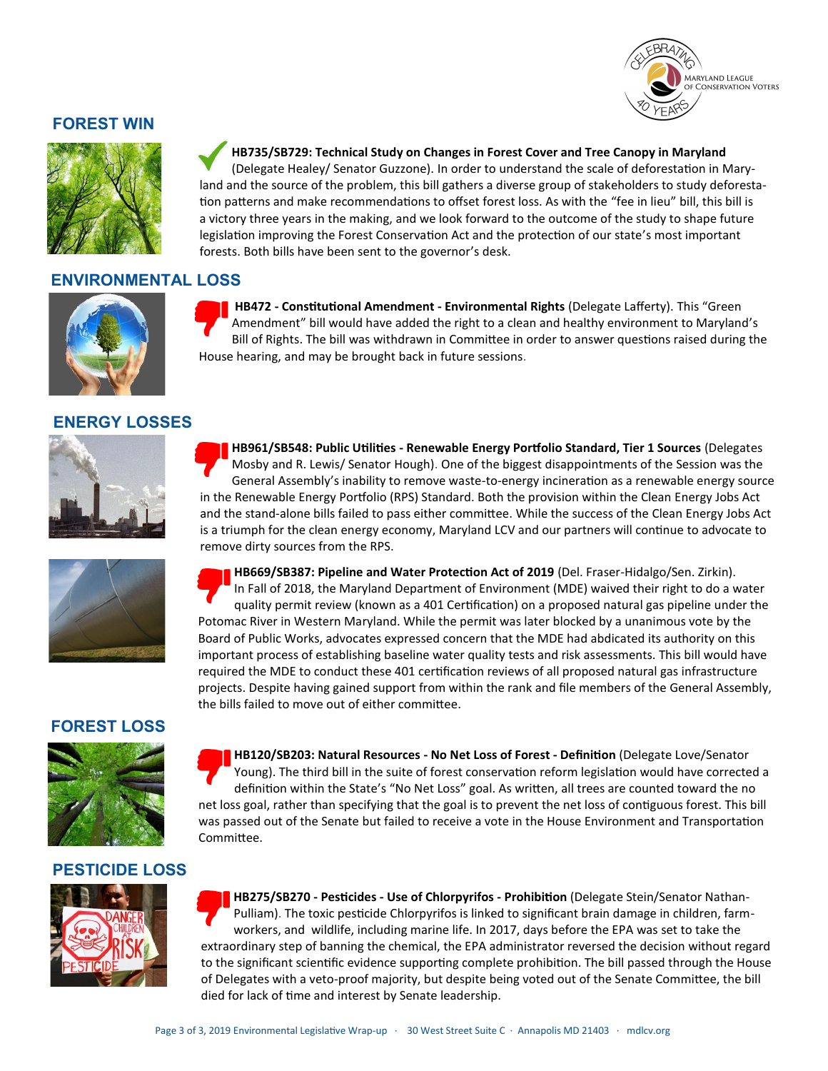## FOREST WIN

**HB735/SB729: Technical Study on Changes in Forest Cover and Tree Canopy in Maryland** (Delegate Healey/ Senator Guzzone). In order to understand the scale of deforestation in Maryland and the source of the problem, this bill gathers a diverse group of stakeholders to study deforestation patterns and make recommendations to offset forest loss. As with the "fee in lieu" bill, this bill is a victory three years in the making, and we look forward to the outcome of the study to shape future legislation improving the Forest Conservation Act and the protection of our state's most important forests. Both bills have been sent to the governor's desk.

## ENVIRONMENTAL LOSS

**HB472 - Constitutional Amendment - Environmental Rights** (Delegate Lafferty). This "Green Amendment" bill would have added the right to a clean and healthy environment to Maryland's Bill of Rights. The bill was withdrawn in Committee in order to answer questions raised during the House hearing, and may be brought back in future sessions.

## ENERGY LOSSES

**HB961/SB548: Public Utilities - Renewable Energy Portfolio Standard, Tier 1 Sources** (Delegates Mosby and R. Lewis/ Senator Hough). One of the biggest disappointments of the Session was the General Assembly's inability to remove waste-to-energy incineration as a renewable energy source in the Renewable Energy Portfolio (RPS) Standard. Both the provision within the Clean Energy Jobs Act and the stand-alone bills failed to pass either committee. While the success of the Clean Energy Jobs Act is a triumph for the clean energy economy, Maryland LCV and our partners will continue to advocate to remove dirty sources from the RPS.

**HB669/SB387: Pipeline and Water Protection Act of 2019** (Del. Fraser-Hidalgo/Sen. Zirkin). In Fall of 2018, the Maryland Department of Environment (MDE) waived their right to do a water quality permit review (known as a 401 Certification) on a proposed natural gas pipeline under the Potomac River in Western Maryland. While the permit was later blocked by a unanimous vote by the Board of Public Works, advocates expressed concern that the MDE had abdicated its authority on this important process of establishing baseline water quality tests and risk assessments. This bill would have required the MDE to conduct these 401 certification reviews of all proposed natural gas infrastructure projects. Despite having gained support from within the rank and file members of the General Assembly, the bills failed to move out of either committee.

## FOREST LOSS

**HB120/SB203: Natural Resources - No Net Loss of Forest - Definition** (Delegate Love/Senator Young). The third bill in the suite of forest conservation reform legislation would have corrected a definition within the State's "No Net Loss" goal. As written, all trees are counted toward the no net loss goal, rather than specifying that the goal is to prevent the net loss of contiguous forest. This bill was passed out of the Senate but failed to receive a vote in the House Environment and Transportation Committee.

## PESTICIDE LOSS

**HB275/SB270 - Pesticides - Use of Chlorpyrifos - Prohibition** (Delegate Stein/Senator Nathan-Pulliam). The toxic pesticide Chlorpyrifos is linked to significant brain damage in children, farmworkers, and wildlife, including marine life. In 2017, days before the EPA was set to take the extraordinary step of banning the chemical, the EPA administrator reversed the decision without regard to the significant scientific evidence supporting complete prohibition. The bill passed through the House of Delegates with a veto-proof majority, but despite being voted out of the Senate Committee, the bill died for lack of time and interest by Senate leadership.